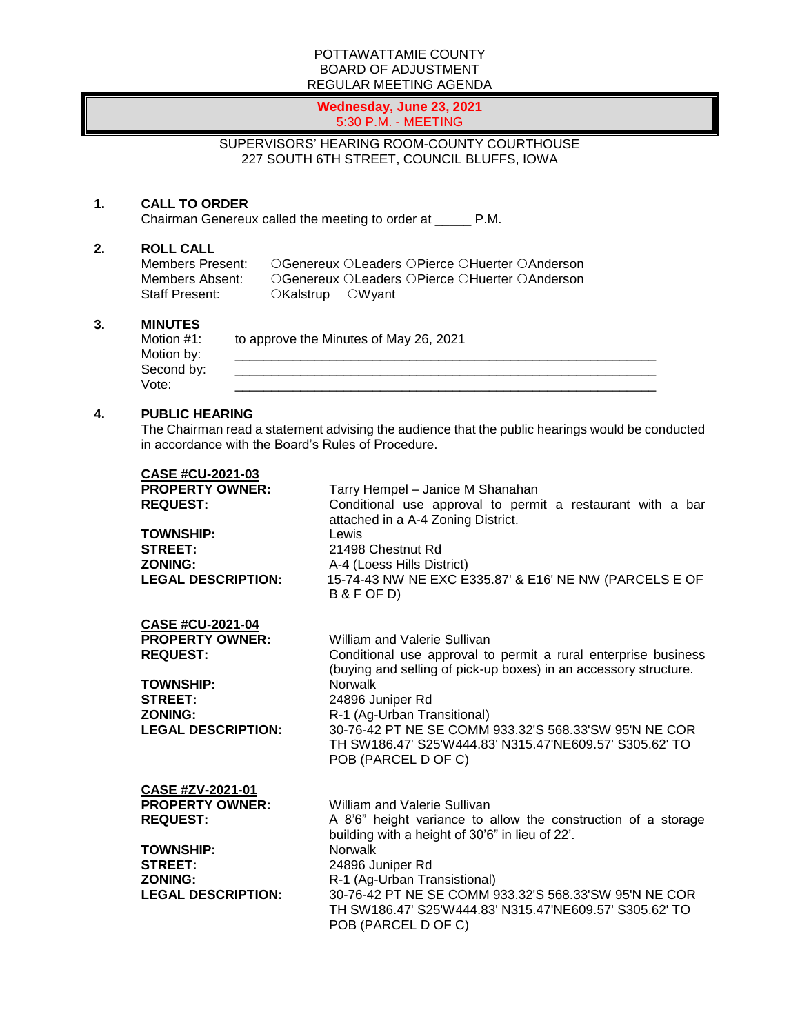POTTAWATTAMIE COUNTY
BOARD OF ADJUSTMENT
REGULAR MEETING AGENDA

**Wednesday, June 23, 2021**
5:30 P.M. - MEETING

SUPERVISORS' HEARING ROOM-COUNTY COURTHOUSE
227 SOUTH 6TH STREET, COUNCIL BLUFFS, IOWA

**1. CALL TO ORDER**

Chairman Genereux called the meeting to order at _____ P.M.

**2. ROLL CALL**

Members Present: ○Genereux ○Leaders ○Pierce ○Huerter ○Anderson
Members Absent: ○Genereux ○Leaders ○Pierce ○Huerter ○Anderson
Staff Present: ○Kalstrup ○Wyant

**3. MINUTES**

Motion #1: to approve the Minutes of May 26, 2021
Motion by: ____________________________________________
Second by: ____________________________________________
Vote: ____________________________________________

**4. PUBLIC HEARING**

The Chairman read a statement advising the audience that the public hearings would be conducted in accordance with the Board's Rules of Procedure.

**CASE #CU-2021-03**

**PROPERTY OWNER:** Tarry Hempel – Janice M Shanahan
**REQUEST:** Conditional use approval to permit a restaurant with a bar attached in a A-4 Zoning District.
**TOWNSHIP:** Lewis
**STREET:** 21498 Chestnut Rd
**ZONING:** A-4 (Loess Hills District)
**LEGAL DESCRIPTION:** 15-74-43 NW NE EXC E335.87' & E16' NE NW (PARCELS E OF B & F OF D)

**CASE #CU-2021-04**

**PROPERTY OWNER:** William and Valerie Sullivan
**REQUEST:** Conditional use approval to permit a rural enterprise business (buying and selling of pick-up boxes) in an accessory structure.
**TOWNSHIP:** Norwalk
**STREET:** 24896 Juniper Rd
**ZONING:** R-1 (Ag-Urban Transitional)
**LEGAL DESCRIPTION:** 30-76-42 PT NE SE COMM 933.32'S 568.33'SW 95'N NE COR TH SW186.47' S25'W444.83' N315.47'NE609.57' S305.62' TO POB (PARCEL D OF C)

**CASE #ZV-2021-01**

**PROPERTY OWNER:** William and Valerie Sullivan
**REQUEST:** A 8'6" height variance to allow the construction of a storage building with a height of 30'6" in lieu of 22'.
**TOWNSHIP:** Norwalk
**STREET:** 24896 Juniper Rd
**ZONING:** R-1 (Ag-Urban Transitional)
**LEGAL DESCRIPTION:** 30-76-42 PT NE SE COMM 933.32'S 568.33'SW 95'N NE COR TH SW186.47' S25'W444.83' N315.47'NE609.57' S305.62' TO POB (PARCEL D OF C)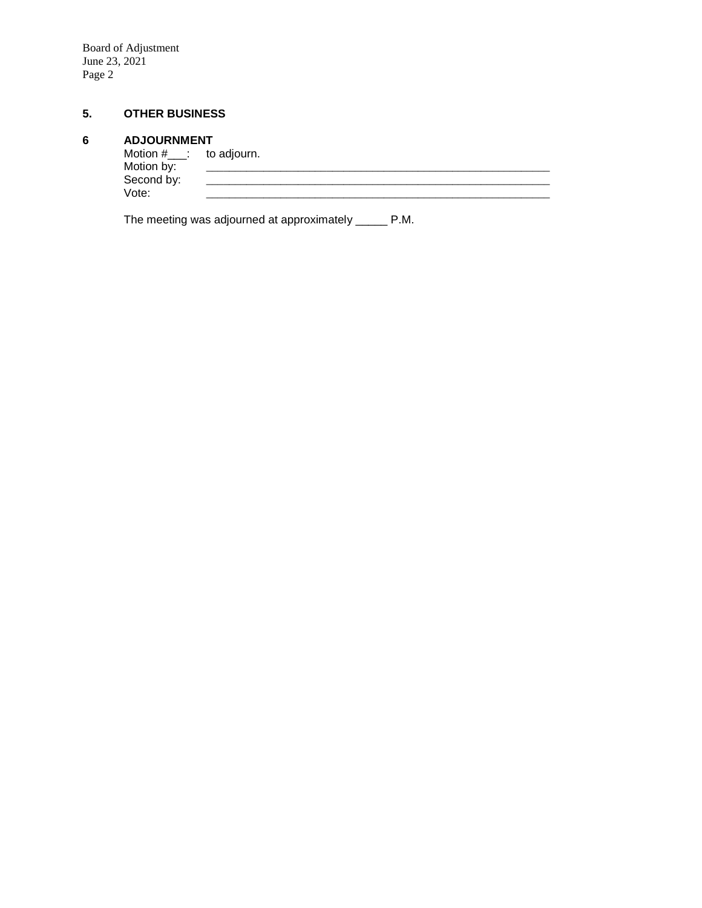## 5. OTHER BUSINESS

## 6 ADJOURNMENT

Motion #___: to adjourn.
Motion by: ________________________________________________________
Second by: ________________________________________________________
Vote: ________________________________________________________

The meeting was adjourned at approximately _____ P.M.